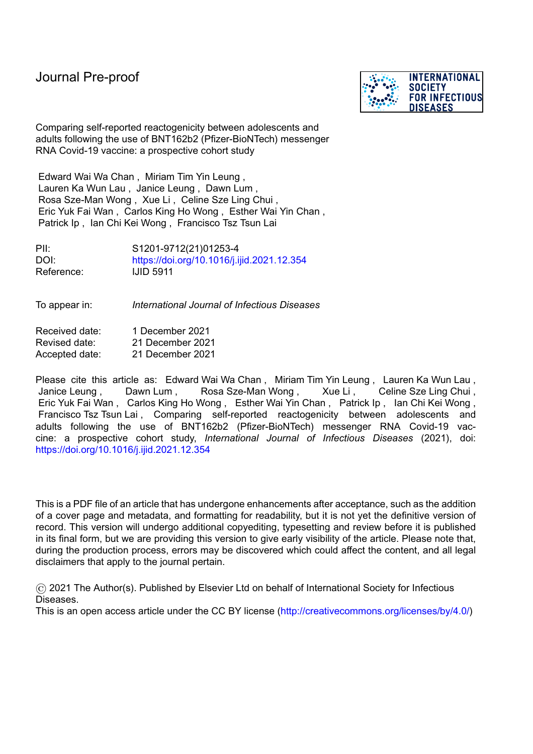Journal Pre-proof

Comparing self-reported reactogenicity between adolescents and adults following the use of BNT162b2 (Pfizer-BioNTech) messenger RNA Covid-19 vaccine: a prospective cohort study

Edward Wai Wa Chan , Miriam Tim Yin Leung , Lauren Ka Wun Lau , Janice Leung , Dawn Lum , Rosa Sze-Man Wong , Xue Li , Celine Sze Ling Chui , Eric Yuk Fai Wan , Carlos King Ho Wong , Esther Wai Yin Chan , Patrick Ip , Ian Chi Kei Wong , Francisco Tsz Tsun Lai

PII: S1201-9712(21)01253-4
DOI: https://doi.org/10.1016/j.ijid.2021.12.354
Reference: IJID 5911

To appear in: *International Journal of Infectious Diseases*

Received date: 1 December 2021
Revised date: 21 December 2021
Accepted date: 21 December 2021

Please cite this article as: Edward Wai Wa Chan , Miriam Tim Yin Leung , Lauren Ka Wun Lau , Janice Leung , Dawn Lum , Rosa Sze-Man Wong , Xue Li , Celine Sze Ling Chui , Eric Yuk Fai Wan , Carlos King Ho Wong , Esther Wai Yin Chan , Patrick Ip , Ian Chi Kei Wong , Francisco Tsz Tsun Lai , Comparing self-reported reactogenicity between adolescents and adults following the use of BNT162b2 (Pfizer-BioNTech) messenger RNA Covid-19 vaccine: a prospective cohort study, *International Journal of Infectious Diseases* (2021), doi: https://doi.org/10.1016/j.ijid.2021.12.354

This is a PDF file of an article that has undergone enhancements after acceptance, such as the addition of a cover page and metadata, and formatting for readability, but it is not yet the definitive version of record. This version will undergo additional copyediting, typesetting and review before it is published in its final form, but we are providing this version to give early visibility of the article. Please note that, during the production process, errors may be discovered which could affect the content, and all legal disclaimers that apply to the journal pertain.

© 2021 The Author(s). Published by Elsevier Ltd on behalf of International Society for Infectious Diseases.
This is an open access article under the CC BY license (http://creativecommons.org/licenses/by/4.0/)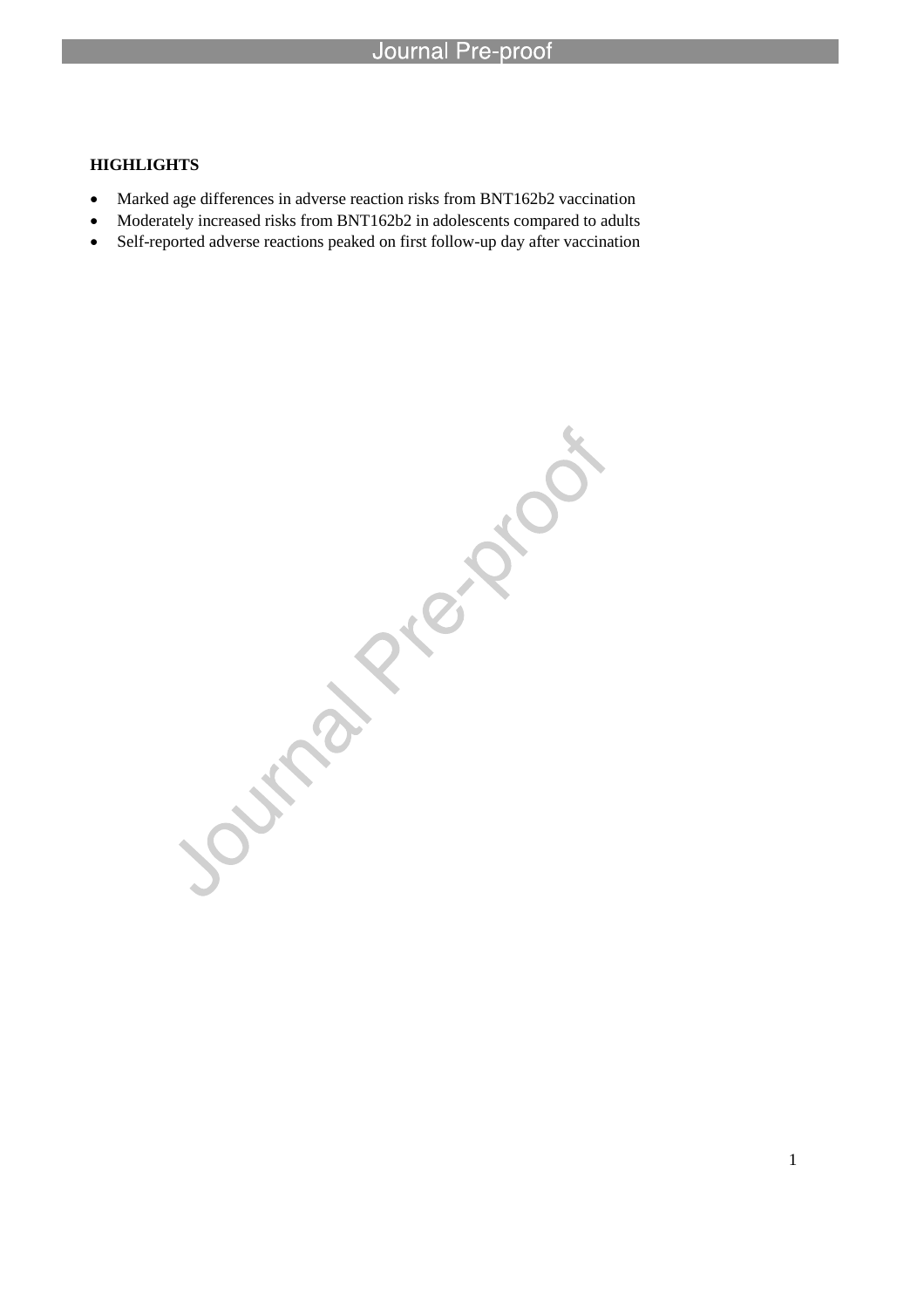**HIGHLIGHTS**

- Marked age differences in adverse reaction risks from BNT162b2 vaccination
- Moderately increased risks from BNT162b2 in adolescents compared to adults
- Self-reported adverse reactions peaked on first follow-up day after vaccination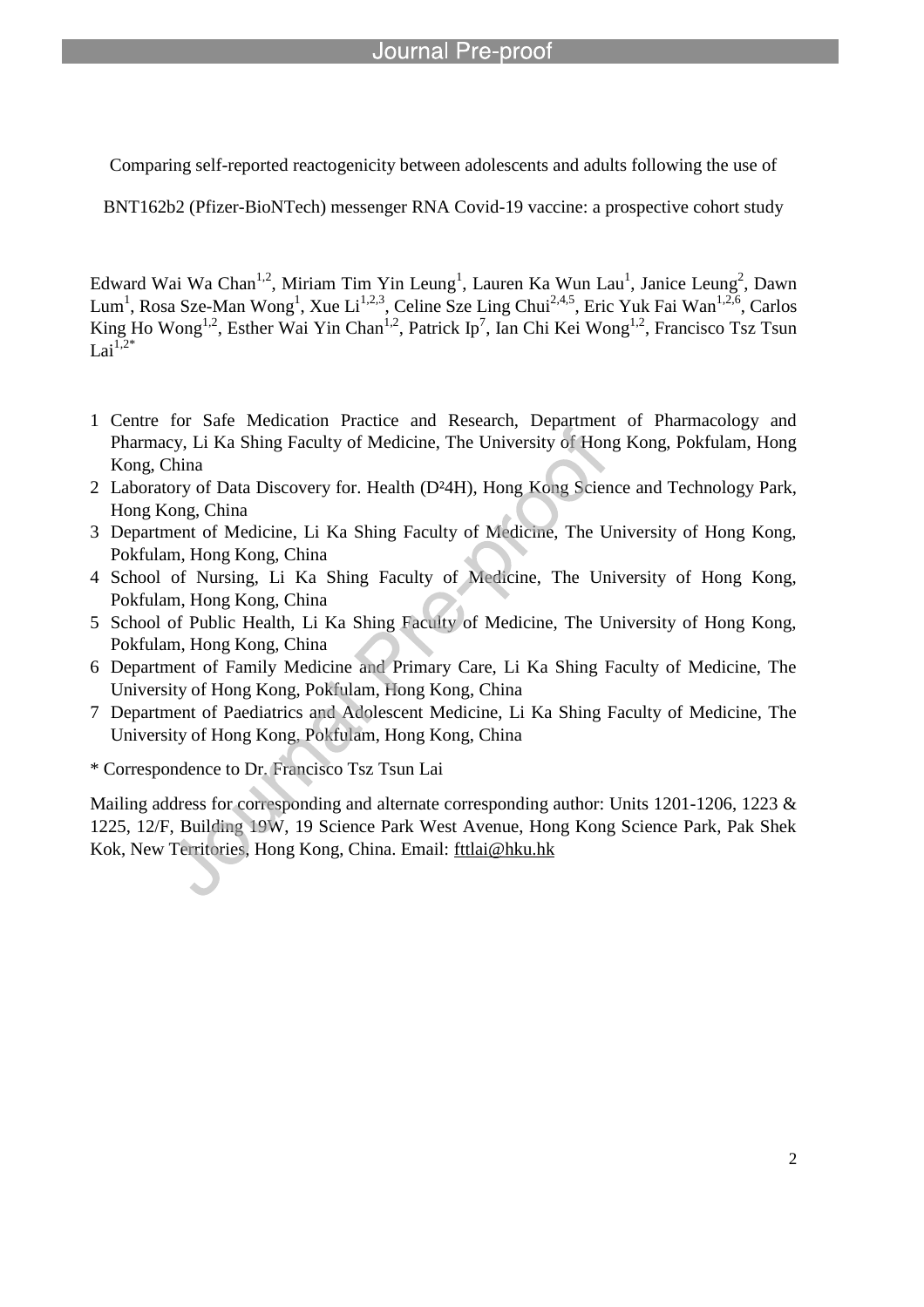Comparing self-reported reactogenicity between adolescents and adults following the use of BNT162b2 (Pfizer-BioNTech) messenger RNA Covid-19 vaccine: a prospective cohort study

Edward Wai Wa Chan[1,2], Miriam Tim Yin Leung[1], Lauren Ka Wun Lau[1], Janice Leung[2], Dawn Lum[1], Rosa Sze-Man Wong[1], Xue Li[1,2,3], Celine Sze Ling Chui[2,4,5], Eric Yuk Fai Wan[1,2,6], Carlos King Ho Wong[1,2], Esther Wai Yin Chan[1,2], Patrick Ip[7], Ian Chi Kei Wong[1,2], Francisco Tsz Tsun Lai[1,2*]

1. Centre for Safe Medication Practice and Research, Department of Pharmacology and Pharmacy, Li Ka Shing Faculty of Medicine, The University of Hong Kong, Pokfulam, Hong Kong, China
2. Laboratory of Data Discovery for. Health (D²4H), Hong Kong Science and Technology Park, Hong Kong, China
3. Department of Medicine, Li Ka Shing Faculty of Medicine, The University of Hong Kong, Pokfulam, Hong Kong, China
4. School of Nursing, Li Ka Shing Faculty of Medicine, The University of Hong Kong, Pokfulam, Hong Kong, China
5. School of Public Health, Li Ka Shing Faculty of Medicine, The University of Hong Kong, Pokfulam, Hong Kong, China
6. Department of Family Medicine and Primary Care, Li Ka Shing Faculty of Medicine, The University of Hong Kong, Pokfulam, Hong Kong, China
7. Department of Paediatrics and Adolescent Medicine, Li Ka Shing Faculty of Medicine, The University of Hong Kong, Pokfulam, Hong Kong, China

\* Correspondence to Dr. Francisco Tsz Tsun Lai

Mailing address for corresponding and alternate corresponding author: Units 1201-1206, 1223 & 1225, 12/F, Building 19W, 19 Science Park West Avenue, Hong Kong Science Park, Pak Shek Kok, New Territories, Hong Kong, China. Email: fttlai@hku.hk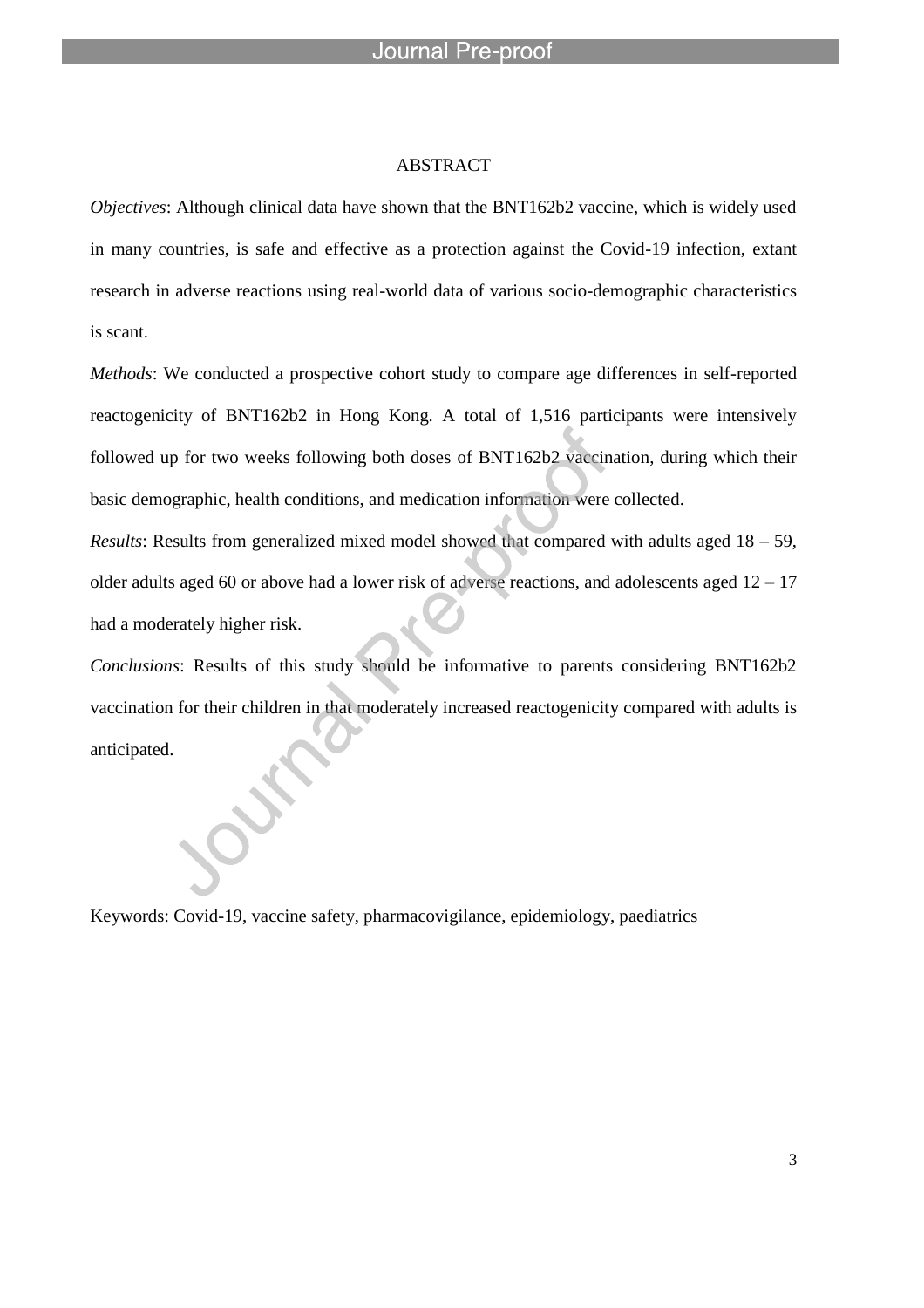## ABSTRACT

*Objectives*: Although clinical data have shown that the BNT162b2 vaccine, which is widely used in many countries, is safe and effective as a protection against the Covid-19 infection, extant research in adverse reactions using real-world data of various socio-demographic characteristics is scant.

*Methods*: We conducted a prospective cohort study to compare age differences in self-reported reactogenicity of BNT162b2 in Hong Kong. A total of 1,516 participants were intensively followed up for two weeks following both doses of BNT162b2 vaccination, during which their basic demographic, health conditions, and medication information were collected.

*Results*: Results from generalized mixed model showed that compared with adults aged 18 – 59, older adults aged 60 or above had a lower risk of adverse reactions, and adolescents aged 12 – 17 had a moderately higher risk.

*Conclusions*: Results of this study should be informative to parents considering BNT162b2 vaccination for their children in that moderately increased reactogenicity compared with adults is anticipated.

Keywords: Covid-19, vaccine safety, pharmacovigilance, epidemiology, paediatrics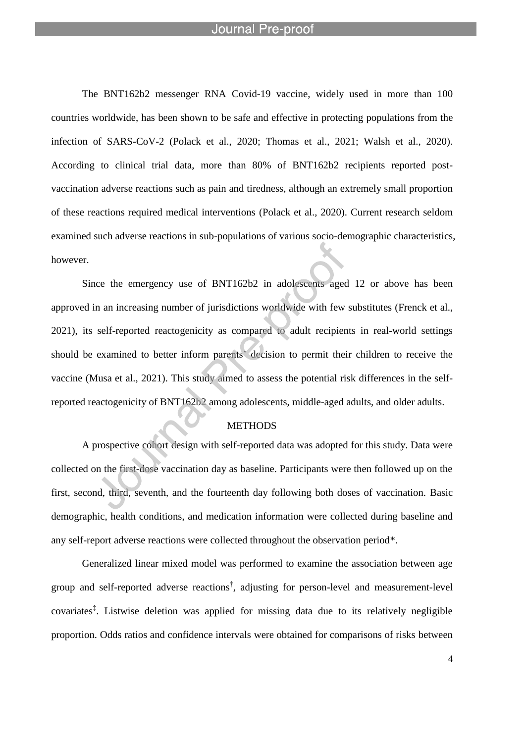The BNT162b2 messenger RNA Covid-19 vaccine, widely used in more than 100 countries worldwide, has been shown to be safe and effective in protecting populations from the infection of SARS-CoV-2 (Polack et al., 2020; Thomas et al., 2021; Walsh et al., 2020). According to clinical trial data, more than 80% of BNT162b2 recipients reported post-vaccination adverse reactions such as pain and tiredness, although an extremely small proportion of these reactions required medical interventions (Polack et al., 2020). Current research seldom examined such adverse reactions in sub-populations of various socio-demographic characteristics, however.

Since the emergency use of BNT162b2 in adolescents aged 12 or above has been approved in an increasing number of jurisdictions worldwide with few substitutes (Frenck et al., 2021), its self-reported reactogenicity as compared to adult recipients in real-world settings should be examined to better inform parents' decision to permit their children to receive the vaccine (Musa et al., 2021). This study aimed to assess the potential risk differences in the self-reported reactogenicity of BNT162b2 among adolescents, middle-aged adults, and older adults.

## METHODS

A prospective cohort design with self-reported data was adopted for this study. Data were collected on the first-dose vaccination day as baseline. Participants were then followed up on the first, second, third, seventh, and the fourteenth day following both doses of vaccination. Basic demographic, health conditions, and medication information were collected during baseline and any self-report adverse reactions were collected throughout the observation period*.

Generalized linear mixed model was performed to examine the association between age group and self-reported adverse reactions†, adjusting for person-level and measurement-level covariates‡. Listwise deletion was applied for missing data due to its relatively negligible proportion. Odds ratios and confidence intervals were obtained for comparisons of risks between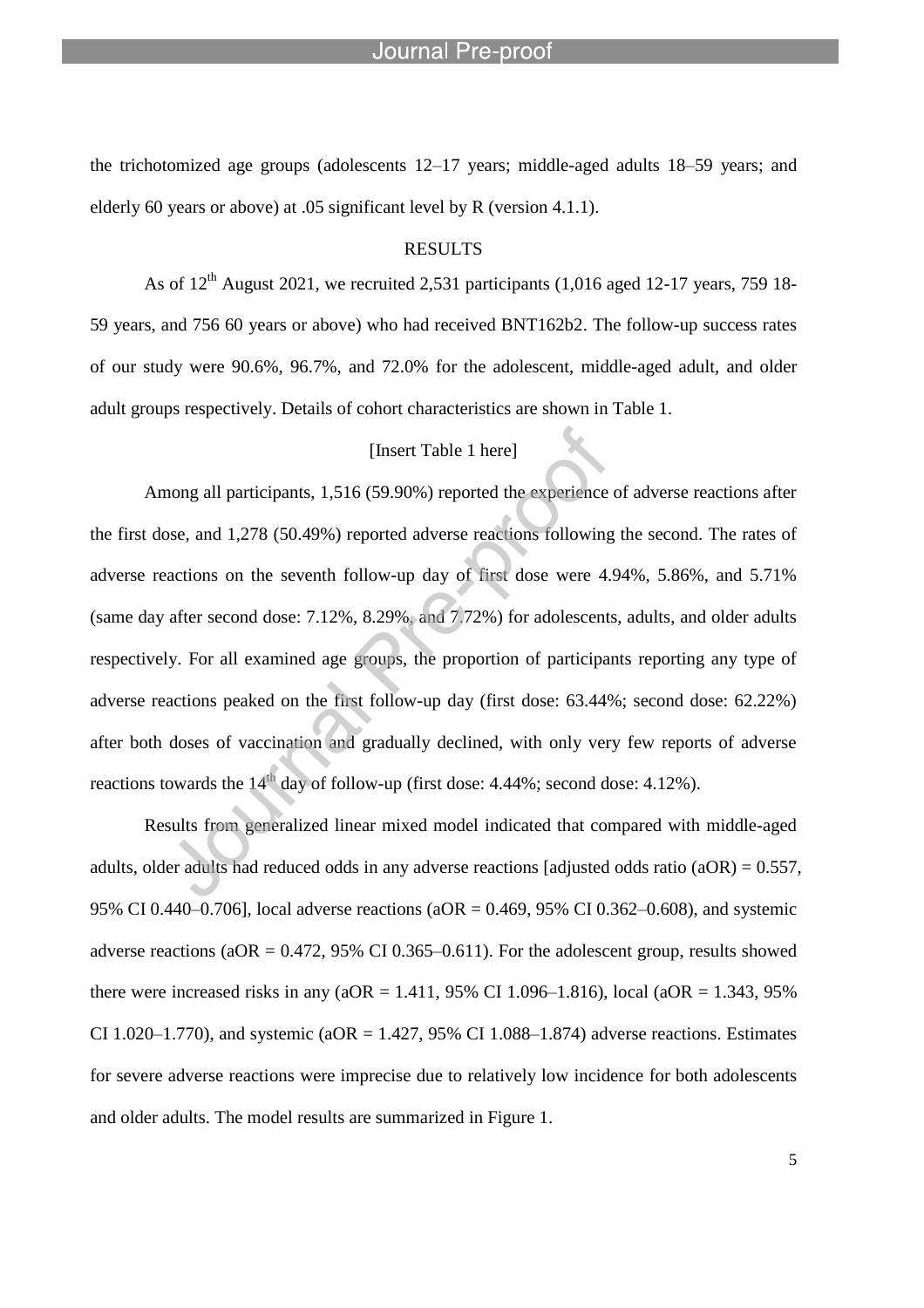the trichotomized age groups (adolescents 12–17 years; middle-aged adults 18–59 years; and elderly 60 years or above) at .05 significant level by R (version 4.1.1).

## RESULTS

As of 12th August 2021, we recruited 2,531 participants (1,016 aged 12-17 years, 759 18-59 years, and 756 60 years or above) who had received BNT162b2. The follow-up success rates of our study were 90.6%, 96.7%, and 72.0% for the adolescent, middle-aged adult, and older adult groups respectively. Details of cohort characteristics are shown in Table 1.

[Insert Table 1 here]

Among all participants, 1,516 (59.90%) reported the experience of adverse reactions after the first dose, and 1,278 (50.49%) reported adverse reactions following the second. The rates of adverse reactions on the seventh follow-up day of first dose were 4.94%, 5.86%, and 5.71% (same day after second dose: 7.12%, 8.29%, and 7.72%) for adolescents, adults, and older adults respectively. For all examined age groups, the proportion of participants reporting any type of adverse reactions peaked on the first follow-up day (first dose: 63.44%; second dose: 62.22%) after both doses of vaccination and gradually declined, with only very few reports of adverse reactions towards the 14th day of follow-up (first dose: 4.44%; second dose: 4.12%).

Results from generalized linear mixed model indicated that compared with middle-aged adults, older adults had reduced odds in any adverse reactions [adjusted odds ratio (aOR) = 0.557, 95% CI 0.440–0.706], local adverse reactions (aOR = 0.469, 95% CI 0.362–0.608), and systemic adverse reactions (aOR = 0.472, 95% CI 0.365–0.611). For the adolescent group, results showed there were increased risks in any (aOR = 1.411, 95% CI 1.096–1.816), local (aOR = 1.343, 95% CI 1.020–1.770), and systemic (aOR = 1.427, 95% CI 1.088–1.874) adverse reactions. Estimates for severe adverse reactions were imprecise due to relatively low incidence for both adolescents and older adults. The model results are summarized in Figure 1.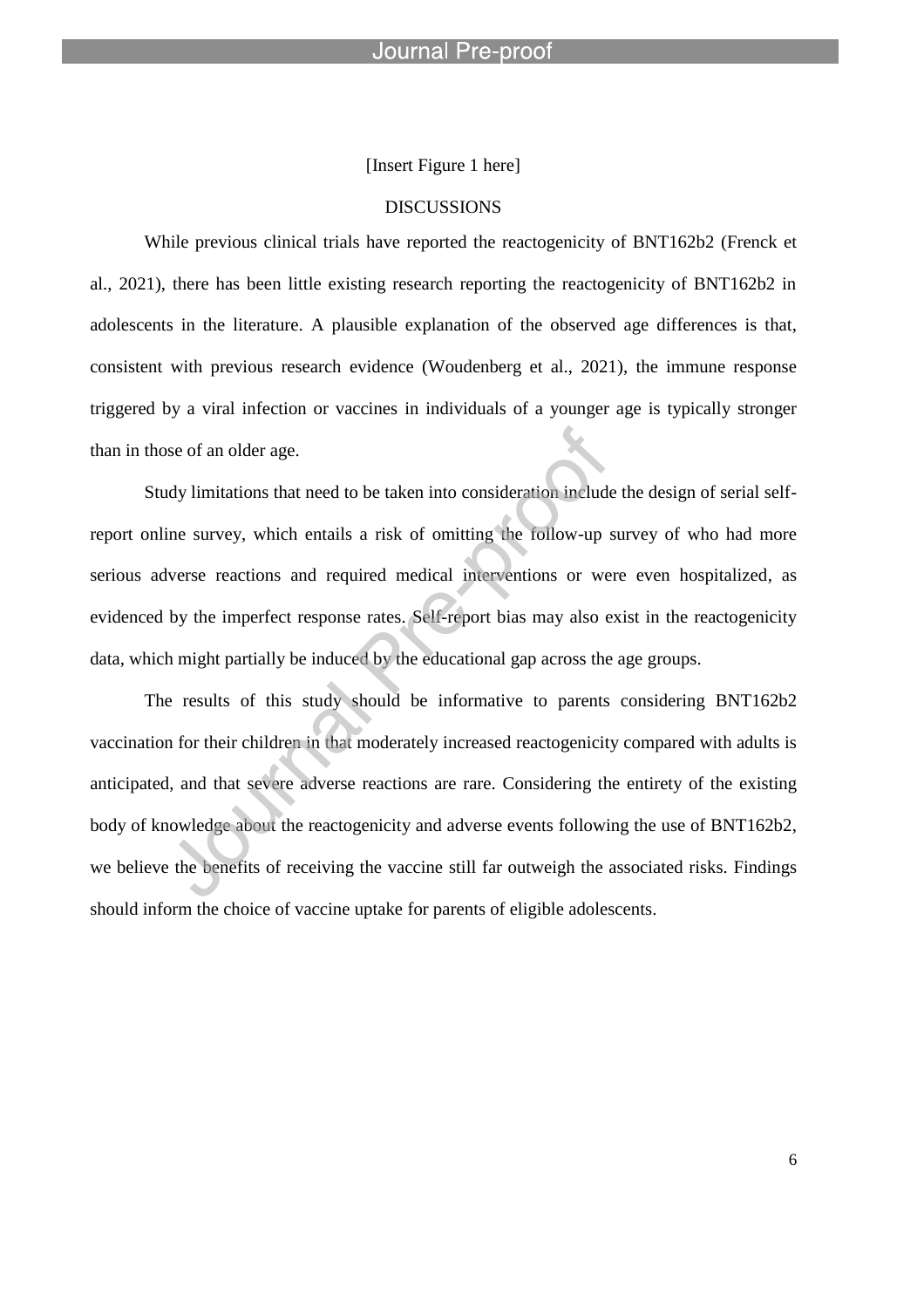[Insert Figure 1 here]

## DISCUSSIONS

While previous clinical trials have reported the reactogenicity of BNT162b2 (Frenck et al., 2021), there has been little existing research reporting the reactogenicity of BNT162b2 in adolescents in the literature. A plausible explanation of the observed age differences is that, consistent with previous research evidence (Woudenberg et al., 2021), the immune response triggered by a viral infection or vaccines in individuals of a younger age is typically stronger than in those of an older age.

Study limitations that need to be taken into consideration include the design of serial self-report online survey, which entails a risk of omitting the follow-up survey of who had more serious adverse reactions and required medical interventions or were even hospitalized, as evidenced by the imperfect response rates. Self-report bias may also exist in the reactogenicity data, which might partially be induced by the educational gap across the age groups.

The results of this study should be informative to parents considering BNT162b2 vaccination for their children in that moderately increased reactogenicity compared with adults is anticipated, and that severe adverse reactions are rare. Considering the entirety of the existing body of knowledge about the reactogenicity and adverse events following the use of BNT162b2, we believe the benefits of receiving the vaccine still far outweigh the associated risks. Findings should inform the choice of vaccine uptake for parents of eligible adolescents.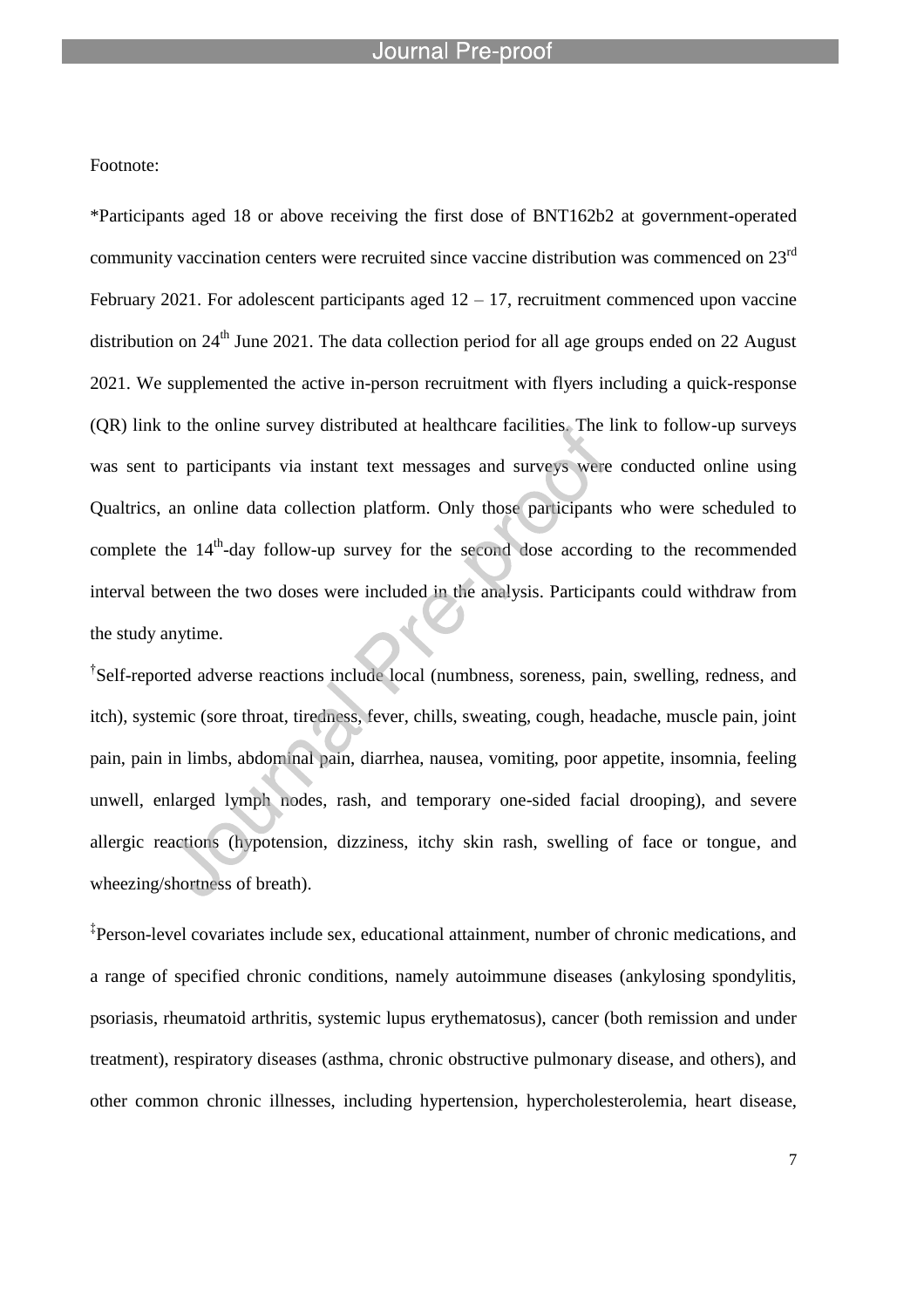Footnote:

*Participants aged 18 or above receiving the first dose of BNT162b2 at government-operated community vaccination centers were recruited since vaccine distribution was commenced on 23rd February 2021. For adolescent participants aged 12 – 17, recruitment commenced upon vaccine distribution on 24th June 2021. The data collection period for all age groups ended on 22 August 2021. We supplemented the active in-person recruitment with flyers including a quick-response (QR) link to the online survey distributed at healthcare facilities. The link to follow-up surveys was sent to participants via instant text messages and surveys were conducted online using Qualtrics, an online data collection platform. Only those participants who were scheduled to complete the 14th-day follow-up survey for the second dose according to the recommended interval between the two doses were included in the analysis. Participants could withdraw from the study anytime.

†Self-reported adverse reactions include local (numbness, soreness, pain, swelling, redness, and itch), systemic (sore throat, tiredness, fever, chills, sweating, cough, headache, muscle pain, joint pain, pain in limbs, abdominal pain, diarrhea, nausea, vomiting, poor appetite, insomnia, feeling unwell, enlarged lymph nodes, rash, and temporary one-sided facial drooping), and severe allergic reactions (hypotension, dizziness, itchy skin rash, swelling of face or tongue, and wheezing/shortness of breath).

‡Person-level covariates include sex, educational attainment, number of chronic medications, and a range of specified chronic conditions, namely autoimmune diseases (ankylosing spondylitis, psoriasis, rheumatoid arthritis, systemic lupus erythematosus), cancer (both remission and under treatment), respiratory diseases (asthma, chronic obstructive pulmonary disease, and others), and other common chronic illnesses, including hypertension, hypercholesterolemia, heart disease,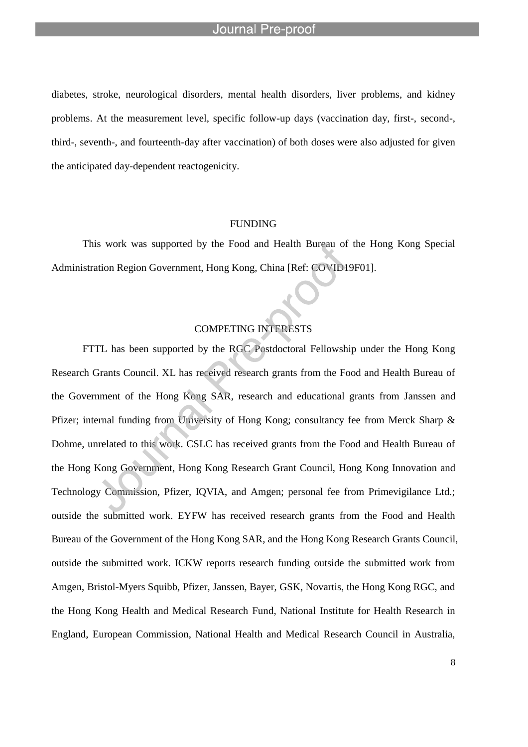diabetes, stroke, neurological disorders, mental health disorders, liver problems, and kidney problems. At the measurement level, specific follow-up days (vaccination day, first-, second-, third-, seventh-, and fourteenth-day after vaccination) of both doses were also adjusted for given the anticipated day-dependent reactogenicity.

## FUNDING

This work was supported by the Food and Health Bureau of the Hong Kong Special Administration Region Government, Hong Kong, China [Ref: COVID19F01].

## COMPETING INTERESTS

FTTL has been supported by the RGC Postdoctoral Fellowship under the Hong Kong Research Grants Council. XL has received research grants from the Food and Health Bureau of the Government of the Hong Kong SAR, research and educational grants from Janssen and Pfizer; internal funding from University of Hong Kong; consultancy fee from Merck Sharp & Dohme, unrelated to this work. CSLC has received grants from the Food and Health Bureau of the Hong Kong Government, Hong Kong Research Grant Council, Hong Kong Innovation and Technology Commission, Pfizer, IQVIA, and Amgen; personal fee from Primevigilance Ltd.; outside the submitted work. EYFW has received research grants from the Food and Health Bureau of the Government of the Hong Kong SAR, and the Hong Kong Research Grants Council, outside the submitted work. ICKW reports research funding outside the submitted work from Amgen, Bristol-Myers Squibb, Pfizer, Janssen, Bayer, GSK, Novartis, the Hong Kong RGC, and the Hong Kong Health and Medical Research Fund, National Institute for Health Research in England, European Commission, National Health and Medical Research Council in Australia,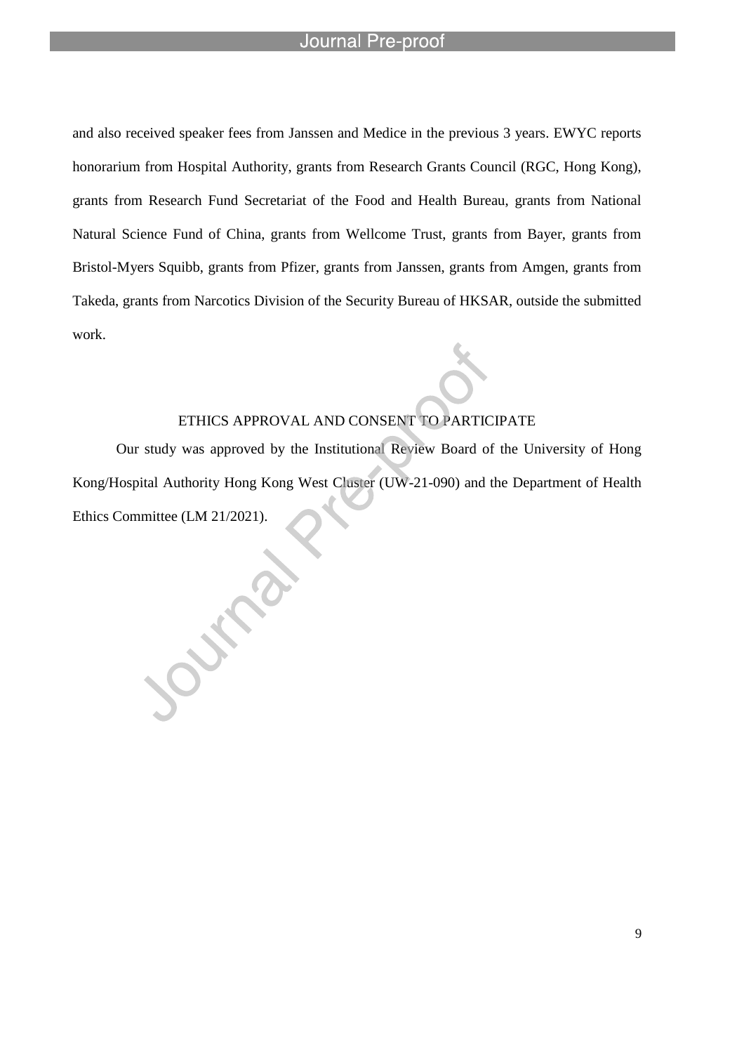and also received speaker fees from Janssen and Medice in the previous 3 years. EWYC reports honorarium from Hospital Authority, grants from Research Grants Council (RGC, Hong Kong), grants from Research Fund Secretariat of the Food and Health Bureau, grants from National Natural Science Fund of China, grants from Wellcome Trust, grants from Bayer, grants from Bristol-Myers Squibb, grants from Pfizer, grants from Janssen, grants from Amgen, grants from Takeda, grants from Narcotics Division of the Security Bureau of HKSAR, outside the submitted work.

## ETHICS APPROVAL AND CONSENT TO PARTICIPATE

Our study was approved by the Institutional Review Board of the University of Hong Kong/Hospital Authority Hong Kong West Cluster (UW-21-090) and the Department of Health Ethics Committee (LM 21/2021).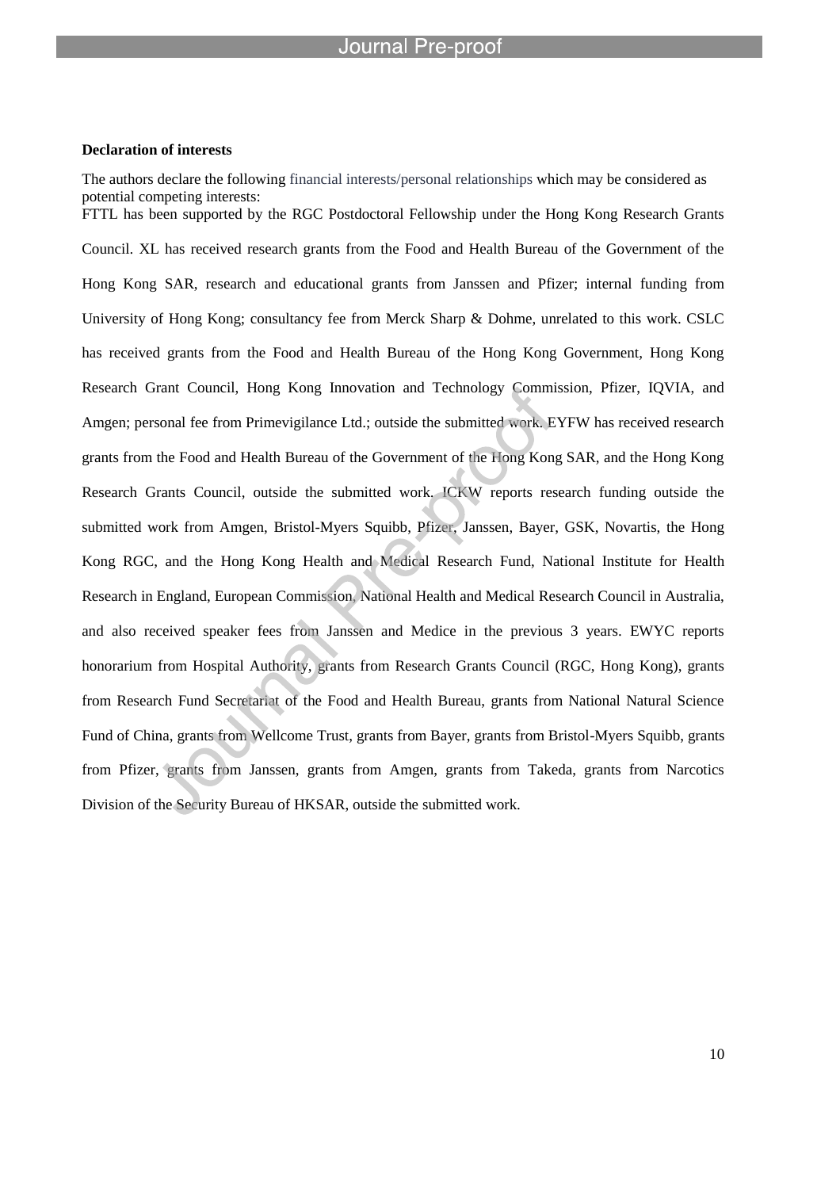**Declaration of interests**

The authors declare the following financial interests/personal relationships which may be considered as potential competing interests:

FTTL has been supported by the RGC Postdoctoral Fellowship under the Hong Kong Research Grants Council. XL has received research grants from the Food and Health Bureau of the Government of the Hong Kong SAR, research and educational grants from Janssen and Pfizer; internal funding from University of Hong Kong; consultancy fee from Merck Sharp & Dohme, unrelated to this work. CSLC has received grants from the Food and Health Bureau of the Hong Kong Government, Hong Kong Research Grant Council, Hong Kong Innovation and Technology Commission, Pfizer, IQVIA, and Amgen; personal fee from Primevigilance Ltd.; outside the submitted work. EYFW has received research grants from the Food and Health Bureau of the Government of the Hong Kong SAR, and the Hong Kong Research Grants Council, outside the submitted work. ICKW reports research funding outside the submitted work from Amgen, Bristol-Myers Squibb, Pfizer, Janssen, Bayer, GSK, Novartis, the Hong Kong RGC, and the Hong Kong Health and Medical Research Fund, National Institute for Health Research in England, European Commission, National Health and Medical Research Council in Australia, and also received speaker fees from Janssen and Medice in the previous 3 years. EWYC reports honorarium from Hospital Authority, grants from Research Grants Council (RGC, Hong Kong), grants from Research Fund Secretariat of the Food and Health Bureau, grants from National Natural Science Fund of China, grants from Wellcome Trust, grants from Bayer, grants from Bristol-Myers Squibb, grants from Pfizer, grants from Janssen, grants from Amgen, grants from Takeda, grants from Narcotics Division of the Security Bureau of HKSAR, outside the submitted work.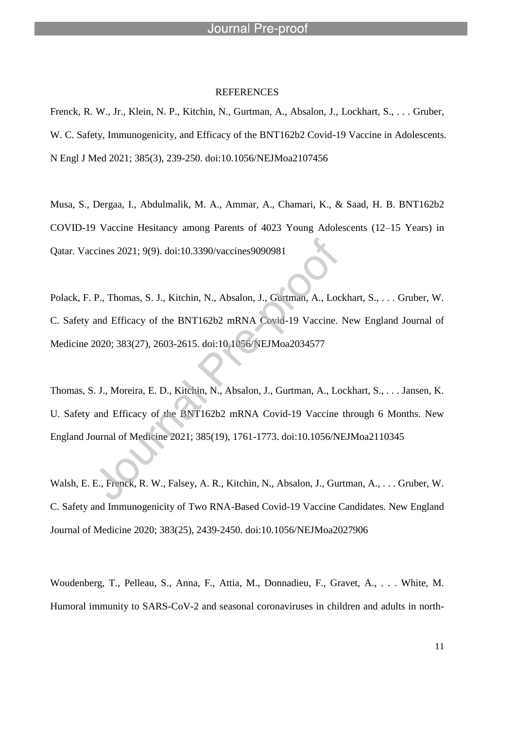## REFERENCES

Frenck, R. W., Jr., Klein, N. P., Kitchin, N., Gurtman, A., Absalon, J., Lockhart, S., . . . Gruber, W. C. Safety, Immunogenicity, and Efficacy of the BNT162b2 Covid-19 Vaccine in Adolescents. N Engl J Med 2021; 385(3), 239-250. doi:10.1056/NEJMoa2107456

Musa, S., Dergaa, I., Abdulmalik, M. A., Ammar, A., Chamari, K., & Saad, H. B. BNT162b2 COVID-19 Vaccine Hesitancy among Parents of 4023 Young Adolescents (12–15 Years) in Qatar. Vaccines 2021; 9(9). doi:10.3390/vaccines9090981

Polack, F. P., Thomas, S. J., Kitchin, N., Absalon, J., Gurtman, A., Lockhart, S., . . . Gruber, W. C. Safety and Efficacy of the BNT162b2 mRNA Covid-19 Vaccine. New England Journal of Medicine 2020; 383(27), 2603-2615. doi:10.1056/NEJMoa2034577

Thomas, S. J., Moreira, E. D., Kitchin, N., Absalon, J., Gurtman, A., Lockhart, S., . . . Jansen, K. U. Safety and Efficacy of the BNT162b2 mRNA Covid-19 Vaccine through 6 Months. New England Journal of Medicine 2021; 385(19), 1761-1773. doi:10.1056/NEJMoa2110345

Walsh, E. E., Frenck, R. W., Falsey, A. R., Kitchin, N., Absalon, J., Gurtman, A., . . . Gruber, W. C. Safety and Immunogenicity of Two RNA-Based Covid-19 Vaccine Candidates. New England Journal of Medicine 2020; 383(25), 2439-2450. doi:10.1056/NEJMoa2027906

Woudenberg, T., Pelleau, S., Anna, F., Attia, M., Donnadieu, F., Gravet, A., . . . White, M. Humoral immunity to SARS-CoV-2 and seasonal coronaviruses in children and adults in north-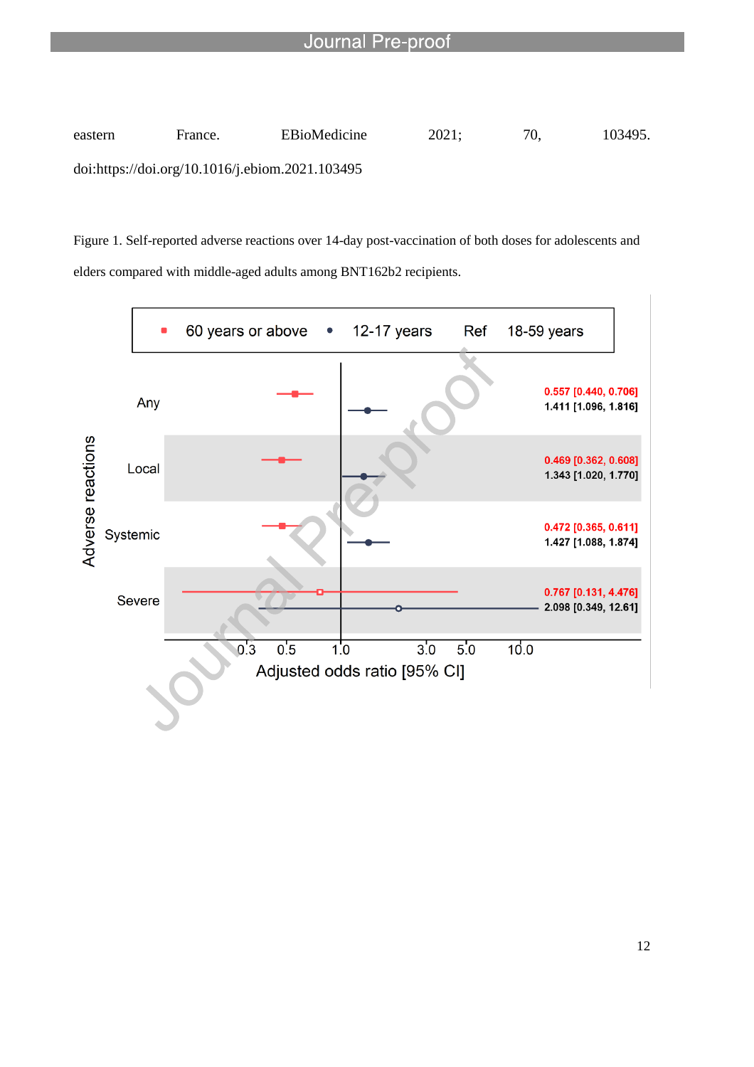eastern France. EBioMedicine 2021; 70, 103495. doi:https://doi.org/10.1016/j.ebiom.2021.103495

Figure 1. Self-reported adverse reactions over 14-day post-vaccination of both doses for adolescents and elders compared with middle-aged adults among BNT162b2 recipients.

| Adverse reactions | 60 years or above: Adjusted odds ratio [95% CI] | 12-17 years: Adjusted odds ratio [95% CI] |
|---|---|---|
| Any | 0.557 [0.440, 0.706] | 1.411 [1.096, 1.816] |
| Local | 0.469 [0.362, 0.608] | 1.343 [1.020, 1.770] |
| Systemic | 0.472 [0.365, 0.611] | 1.427 [1.088, 1.874] |
| Severe | 0.767 [0.131, 4.476] | 2.098 [0.349, 12.61] |

Ref: 18-59 years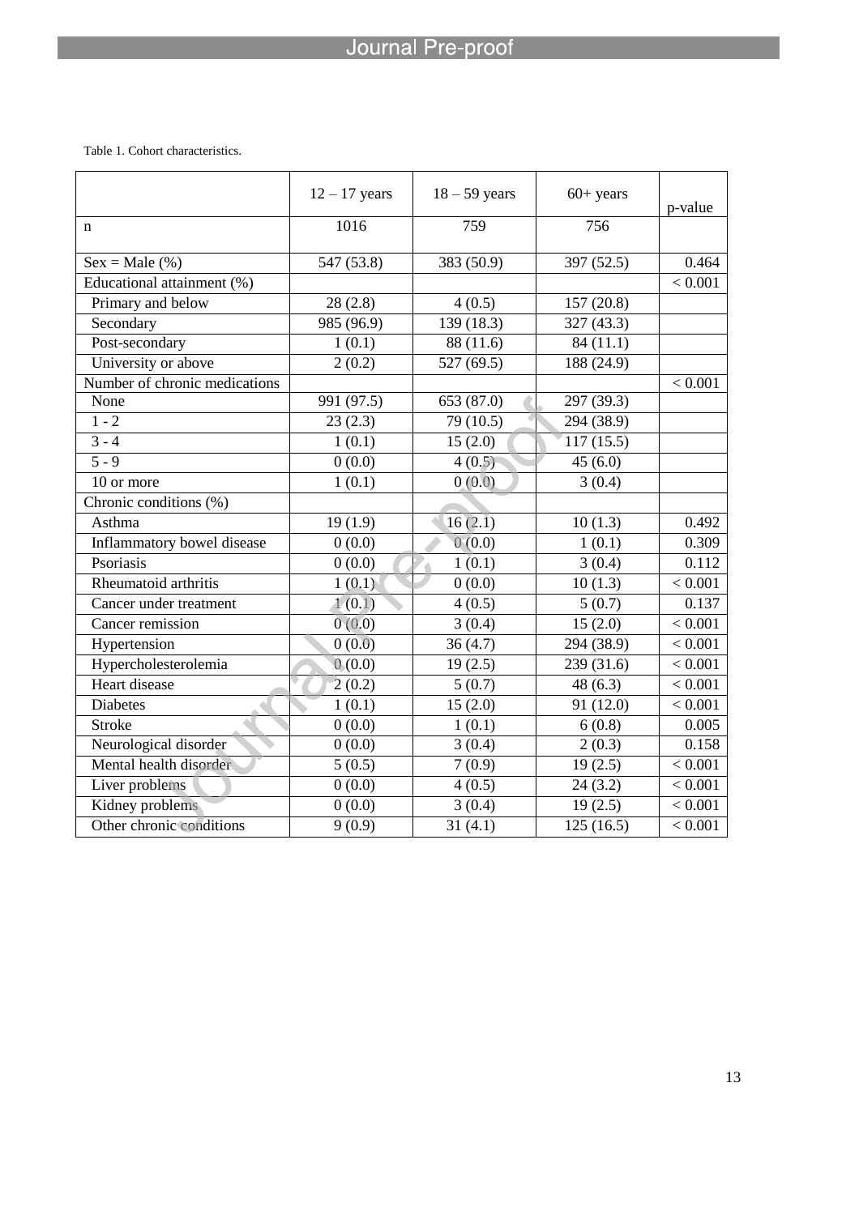Table 1. Cohort characteristics.

| | 12 – 17 years | 18 – 59 years | 60+ years | p-value |
|---|---|---|---|---|
| n | 1016 | 759 | 756 | |
| Sex = Male (%) | 547 (53.8) | 383 (50.9) | 397 (52.5) | 0.464 |
| Educational attainment (%) | | | | < 0.001 |
| Primary and below | 28 (2.8) | 4 (0.5) | 157 (20.8) | |
| Secondary | 985 (96.9) | 139 (18.3) | 327 (43.3) | |
| Post-secondary | 1 (0.1) | 88 (11.6) | 84 (11.1) | |
| University or above | 2 (0.2) | 527 (69.5) | 188 (24.9) | |
| Number of chronic medications | | | | < 0.001 |
| None | 991 (97.5) | 653 (87.0) | 297 (39.3) | |
| 1 - 2 | 23 (2.3) | 79 (10.5) | 294 (38.9) | |
| 3 - 4 | 1 (0.1) | 15 (2.0) | 117 (15.5) | |
| 5 - 9 | 0 (0.0) | 4 (0.5) | 45 (6.0) | |
| 10 or more | 1 (0.1) | 0 (0.0) | 3 (0.4) | |
| Chronic conditions (%) | | | | |
| Asthma | 19 (1.9) | 16 (2.1) | 10 (1.3) | 0.492 |
| Inflammatory bowel disease | 0 (0.0) | 0 (0.0) | 1 (0.1) | 0.309 |
| Psoriasis | 0 (0.0) | 1 (0.1) | 3 (0.4) | 0.112 |
| Rheumatoid arthritis | 1 (0.1) | 0 (0.0) | 10 (1.3) | < 0.001 |
| Cancer under treatment | 1 (0.1) | 4 (0.5) | 5 (0.7) | 0.137 |
| Cancer remission | 0 (0.0) | 3 (0.4) | 15 (2.0) | < 0.001 |
| Hypertension | 0 (0.0) | 36 (4.7) | 294 (38.9) | < 0.001 |
| Hypercholesterolemia | 0 (0.0) | 19 (2.5) | 239 (31.6) | < 0.001 |
| Heart disease | 2 (0.2) | 5 (0.7) | 48 (6.3) | < 0.001 |
| Diabetes | 1 (0.1) | 15 (2.0) | 91 (12.0) | < 0.001 |
| Stroke | 0 (0.0) | 1 (0.1) | 6 (0.8) | 0.005 |
| Neurological disorder | 0 (0.0) | 3 (0.4) | 2 (0.3) | 0.158 |
| Mental health disorder | 5 (0.5) | 7 (0.9) | 19 (2.5) | < 0.001 |
| Liver problems | 0 (0.0) | 4 (0.5) | 24 (3.2) | < 0.001 |
| Kidney problems | 0 (0.0) | 3 (0.4) | 19 (2.5) | < 0.001 |
| Other chronic conditions | 9 (0.9) | 31 (4.1) | 125 (16.5) | < 0.001 |